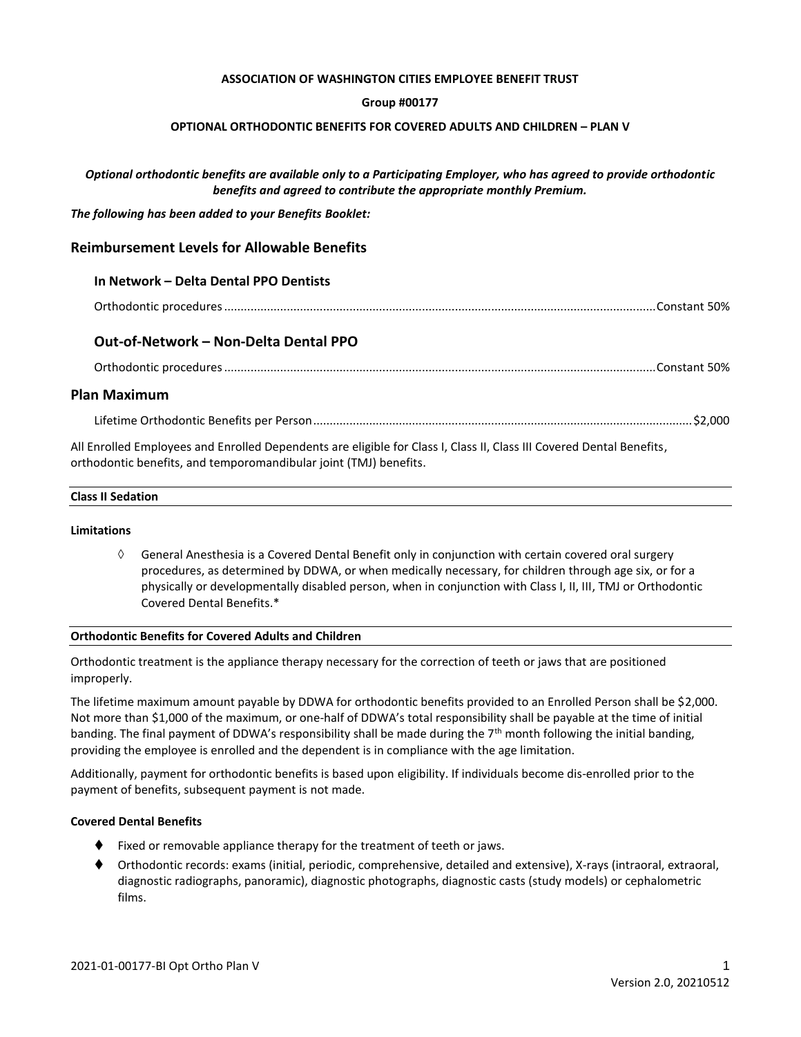**ASSOCIATION OF WASHINGTON CITIES EMPLOYEE BENEFIT TRUST**

**Group #00177**

**OPTIONAL ORTHODONTIC BENEFITS FOR COVERED ADULTS AND CHILDREN – PLAN V**

***Optional orthodontic benefits are available only to a Participating Employer, who has agreed to provide orthodontic benefits and agreed to contribute the appropriate monthly Premium.***

***The following has been added to your Benefits Booklet:***

## Reimbursement Levels for Allowable Benefits

### In Network – Delta Dental PPO Dentists

Orthodontic procedures ........................................ Constant 50%

### Out-of-Network – Non-Delta Dental PPO

Orthodontic procedures ........................................ Constant 50%

## Plan Maximum

Lifetime Orthodontic Benefits per Person ........................................ $2,000

All Enrolled Employees and Enrolled Dependents are eligible for Class I, Class II, Class III Covered Dental Benefits, orthodontic benefits, and temporomandibular joint (TMJ) benefits.

**Class II Sedation**

**Limitations**

◊ General Anesthesia is a Covered Dental Benefit only in conjunction with certain covered oral surgery procedures, as determined by DDWA, or when medically necessary, for children through age six, or for a physically or developmentally disabled person, when in conjunction with Class I, II, III, TMJ or Orthodontic Covered Dental Benefits.*

**Orthodontic Benefits for Covered Adults and Children**

Orthodontic treatment is the appliance therapy necessary for the correction of teeth or jaws that are positioned improperly.

The lifetime maximum amount payable by DDWA for orthodontic benefits provided to an Enrolled Person shall be $2,000. Not more than $1,000 of the maximum, or one-half of DDWA's total responsibility shall be payable at the time of initial banding. The final payment of DDWA's responsibility shall be made during the 7th month following the initial banding, providing the employee is enrolled and the dependent is in compliance with the age limitation.

Additionally, payment for orthodontic benefits is based upon eligibility. If individuals become dis-enrolled prior to the payment of benefits, subsequent payment is not made.

**Covered Dental Benefits**

- Fixed or removable appliance therapy for the treatment of teeth or jaws.
- Orthodontic records: exams (initial, periodic, comprehensive, detailed and extensive), X-rays (intraoral, extraoral, diagnostic radiographs, panoramic), diagnostic photographs, diagnostic casts (study models) or cephalometric films.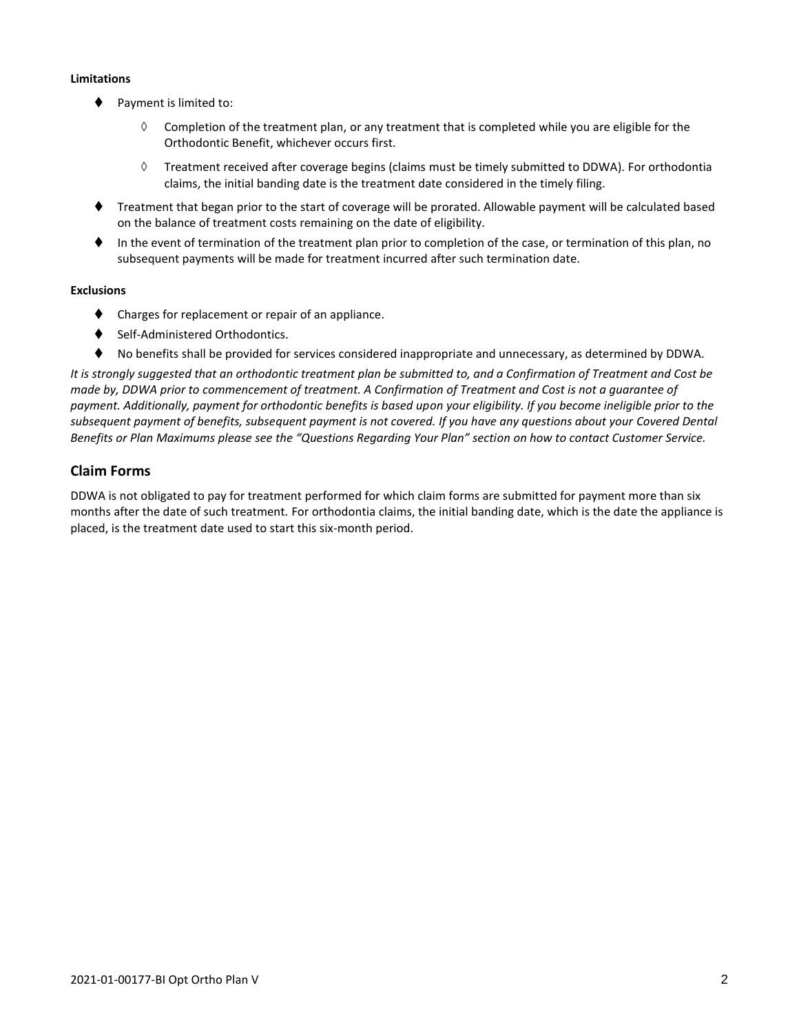**Limitations**

- Payment is limited to:
  - Completion of the treatment plan, or any treatment that is completed while you are eligible for the Orthodontic Benefit, whichever occurs first.
  - Treatment received after coverage begins (claims must be timely submitted to DDWA). For orthodontia claims, the initial banding date is the treatment date considered in the timely filing.
- Treatment that began prior to the start of coverage will be prorated. Allowable payment will be calculated based on the balance of treatment costs remaining on the date of eligibility.
- In the event of termination of the treatment plan prior to completion of the case, or termination of this plan, no subsequent payments will be made for treatment incurred after such termination date.

**Exclusions**

- Charges for replacement or repair of an appliance.
- Self-Administered Orthodontics.
- No benefits shall be provided for services considered inappropriate and unnecessary, as determined by DDWA.

*It is strongly suggested that an orthodontic treatment plan be submitted to, and a Confirmation of Treatment and Cost be made by, DDWA prior to commencement of treatment. A Confirmation of Treatment and Cost is not a guarantee of payment. Additionally, payment for orthodontic benefits is based upon your eligibility. If you become ineligible prior to the subsequent payment of benefits, subsequent payment is not covered. If you have any questions about your Covered Dental Benefits or Plan Maximums please see the "Questions Regarding Your Plan" section on how to contact Customer Service.*

## Claim Forms

DDWA is not obligated to pay for treatment performed for which claim forms are submitted for payment more than six months after the date of such treatment. For orthodontia claims, the initial banding date, which is the date the appliance is placed, is the treatment date used to start this six-month period.